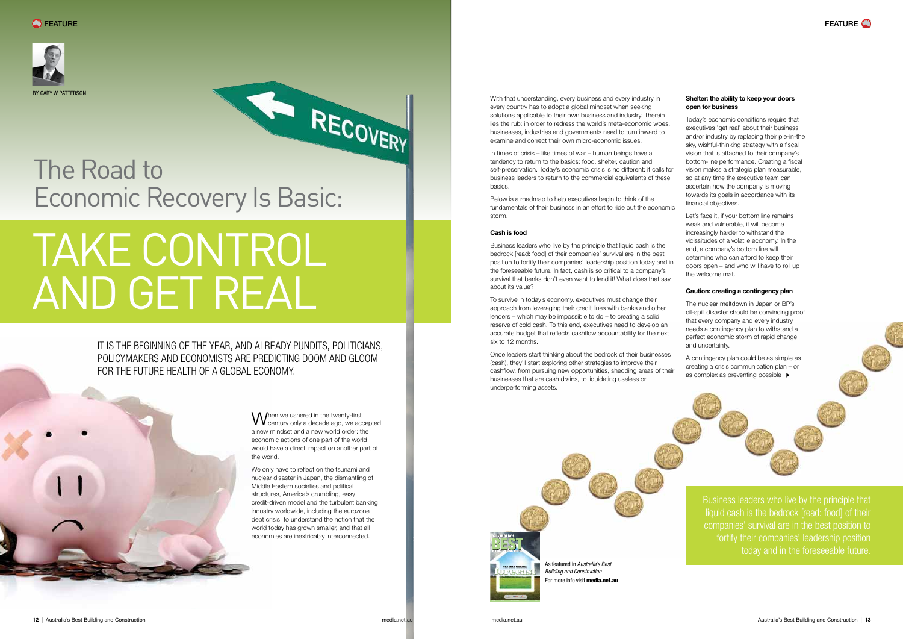BY GARY W PATTERSON

# The Road to Economic Recovery Is Basic:

# TAKE CONTROL AND GET REAL

IT IS THE BEGINNING OF THE YEAR, AND ALREADY PUNDITS, POLITICIANS, POLICYMAKERS AND ECONOMISTS ARE PREDICTING DOOM AND GLOOM FOR THE FUTURE HEALTH OF A GLOBAL ECONOMY.

When we ushered in the twenty-first century only a decade ago, we accepted a new mindset and a new world order: the economic actions of one part of the world would have a direct impact on another part of the world.

We only have to reflect on the tsunami and nuclear disaster in Japan, the dismantling of Middle Eastern societies and political structures, America's crumbling, easy credit-driven model and the turbulent banking industry worldwide, including the eurozone debt crisis, to understand the notion that the world today has grown smaller, and that all economies are inextricably interconnected.

With that understanding, every business and every industry in every country has to adopt a global mindset when seeking solutions applicable to their own business and industry. Therein lies the rub: in order to redress the world's meta-economic woes, businesses, industries and governments need to turn inward to examine and correct their own micro-economic issues.

In times of crisis – like times of war – human beings have a tendency to return to the basics: food, shelter, caution and self-preservation. Today's economic crisis is no different: it calls for business leaders to return to the commercial equivalents of these basics.

Below is a roadmap to help executives begin to think of the fundamentals of their business in an effort to ride out the economic storm.

**Cash is food**

Business leaders who live by the principle that liquid cash is the bedrock [read: food] of their companies' survival are in the best position to fortify their companies' leadership position today and in the foreseeable future. In fact, cash is so critical to a company's survival that banks don't even want to lend it! What does that say about its value?

To survive in today's economy, executives must change their approach from leveraging their credit lines with banks and other lenders – which may be impossible to do – to creating a solid reserve of cold cash. To this end, executives need to develop an accurate budget that reflects cashflow accountability for the next six to 12 months.

Once leaders start thinking about the bedrock of their businesses (cash), they'll start exploring other strategies to improve their cashflow, from pursuing new opportunities, shedding areas of their businesses that are cash drains, to liquidating useless or underperforming assets.

**Shelter: the ability to keep your doors open for business**

Today's economic conditions require that executives 'get real' about their business and/or industry by replacing their pie-in-the sky, wishful-thinking strategy with a fiscal vision that is attached to their company's bottom-line performance. Creating a fiscal vision makes a strategic plan measurable, so at any time the executive team can ascertain how the company is moving towards its goals in accordance with its financial objectives.

Let's face it, if your bottom line remains weak and vulnerable, it will become increasingly harder to withstand the vicissitudes of a volatile economy. In the end, a company's bottom line will determine who can afford to keep their doors open – and who will have to roll up the welcome mat.

**Caution: creating a contingency plan**

The nuclear meltdown in Japan or BP's oil-spill disaster should be convincing proof that every company and every industry needs a contingency plan to withstand a perfect economic storm of rapid change and uncertainty.

A contingency plan could be as simple as creating a crisis communication plan – or as complex as preventing possible ▸

Business leaders who live by the principle that liquid cash is the bedrock [read: food] of their companies' survival are in the best position to fortify their companies' leadership position today and in the foreseeable future.

As featured in *Australia's Best Building and Construction*
For more info visit **media.net.au**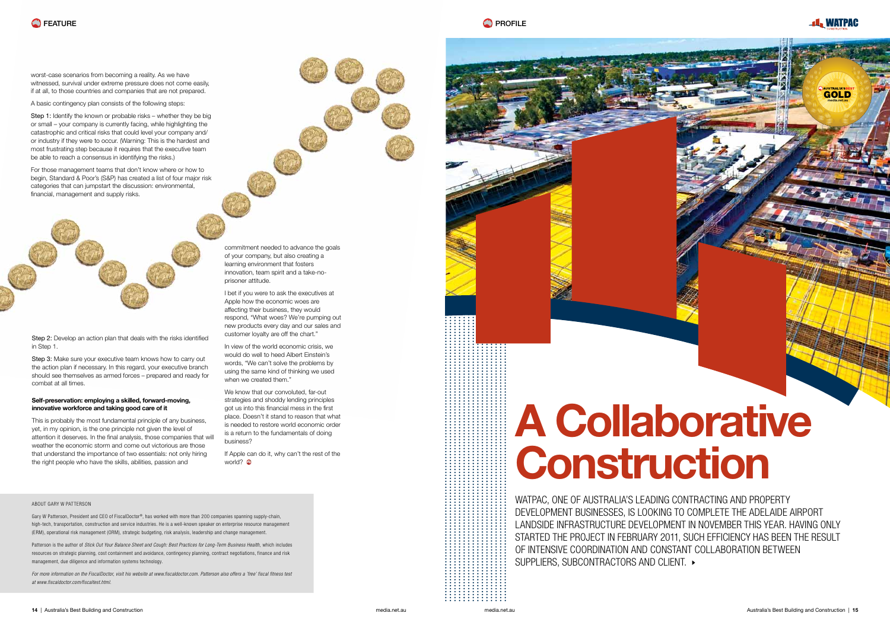worst-case scenarios from becoming a reality. As we have witnessed, survival under extreme pressure does not come easily, if at all, to those countries and companies that are not prepared.

A basic contingency plan consists of the following steps:

Step 1: Identify the known or probable risks – whether they be big or small – your company is currently facing, while highlighting the catastrophic and critical risks that could level your company and/or industry if they were to occur. (Warning: This is the hardest and most frustrating step because it requires that the executive team be able to reach a consensus in identifying the risks.)

For those management teams that don't know where or how to begin, Standard & Poor's (S&P) has created a list of four major risk categories that can jumpstart the discussion: environmental, financial, management and supply risks.

Step 2: Develop an action plan that deals with the risks identified in Step 1.

Step 3: Make sure your executive team knows how to carry out the action plan if necessary. In this regard, your executive branch should see themselves as armed forces – prepared and ready for combat at all times.

**Self-preservation: employing a skilled, forward-moving, innovative workforce and taking good care of it**

This is probably the most fundamental principle of any business, yet, in my opinion, is the one principle not given the level of attention it deserves. In the final analysis, those companies that will weather the economic storm and come out victorious are those that understand the importance of two essentials: not only hiring the right people who have the skills, abilities, passion and commitment needed to advance the goals of your company, but also creating a learning environment that fosters innovation, team spirit and a take-no-prisoner attitude.

I bet if you were to ask the executives at Apple how the economic woes are affecting their business, they would respond, "What woes? We're pumping out new products every day and our sales and customer loyalty are off the chart."

In view of the world economic crisis, we would do well to heed Albert Einstein's words, "We can't solve the problems by using the same kind of thinking we used when we created them."

We know that our convoluted, far-out strategies and shoddy lending principles got us into this financial mess in the first place. Doesn't it stand to reason that what is needed to restore world economic order is a return to the fundamentals of doing business?

If Apple can do it, why can't the rest of the world?

ABOUT GARY W PATTERSON

Gary W Patterson, President and CEO of FiscalDoctor®, has worked with more than 200 companies spanning supply-chain, high-tech, transportation, construction and service industries. He is a well-known speaker on enterprise resource management (ERM), operational risk management (ORM), strategic budgeting, risk analysis, leadership and change management.

Patterson is the author of *Stick Out Your Balance Sheet and Cough: Best Practices for Long-Term Business Health*, which includes resources on strategic planning, cost containment and avoidance, contingency planning, contract negotiations, finance and risk management, due diligence and information systems technology.

*For more information on the FiscalDoctor, visit his website at www.fiscaldoctor.com. Patterson also offers a 'free' fiscal fitness test at www.fiscaldoctor.com/fiscaltest.html.*

# A Collaborative Construction

WATPAC, ONE OF AUSTRALIA'S LEADING CONTRACTING AND PROPERTY DEVELOPMENT BUSINESSES, IS LOOKING TO COMPLETE THE ADELAIDE AIRPORT LANDSIDE INFRASTRUCTURE DEVELOPMENT IN NOVEMBER THIS YEAR. HAVING ONLY STARTED THE PROJECT IN FEBRUARY 2011, SUCH EFFICIENCY HAS BEEN THE RESULT OF INTENSIVE COORDINATION AND CONSTANT COLLABORATION BETWEEN SUPPLIERS, SUBCONTRACTORS AND CLIENT.